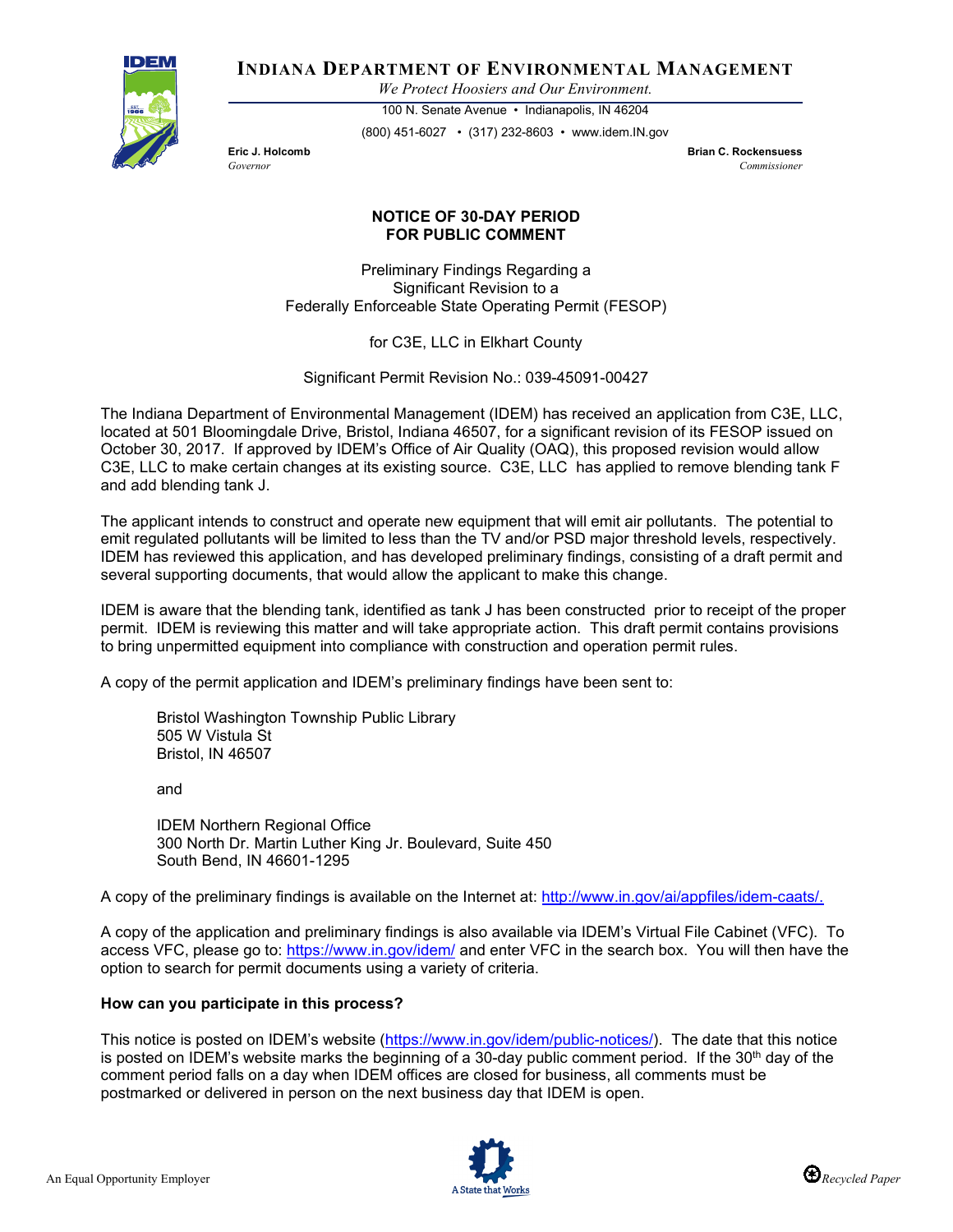# INDIANA DEPARTMENT OF ENVIRONMENTAL MANAGEMENT

*We Protect Hoosiers and Our Environment.*

100 N. Senate Avenue • Indianapolis, IN 46204

(800) 451-6027 • (317) 232-8603 • www.idem.IN.gov

**Eric J. Holcomb**
*Governor*

**Brian C. Rockensuess**
*Commissioner*

## NOTICE OF 30-DAY PERIOD FOR PUBLIC COMMENT

Preliminary Findings Regarding a
Significant Revision to a
Federally Enforceable State Operating Permit (FESOP)

for C3E, LLC in Elkhart County

Significant Permit Revision No.: 039-45091-00427

The Indiana Department of Environmental Management (IDEM) has received an application from C3E, LLC, located at 501 Bloomingdale Drive, Bristol, Indiana 46507, for a significant revision of its FESOP issued on October 30, 2017. If approved by IDEM's Office of Air Quality (OAQ), this proposed revision would allow C3E, LLC to make certain changes at its existing source. C3E, LLC has applied to remove blending tank F and add blending tank J.

The applicant intends to construct and operate new equipment that will emit air pollutants. The potential to emit regulated pollutants will be limited to less than the TV and/or PSD major threshold levels, respectively. IDEM has reviewed this application, and has developed preliminary findings, consisting of a draft permit and several supporting documents, that would allow the applicant to make this change.

IDEM is aware that the blending tank, identified as tank J has been constructed prior to receipt of the proper permit. IDEM is reviewing this matter and will take appropriate action. This draft permit contains provisions to bring unpermitted equipment into compliance with construction and operation permit rules.

A copy of the permit application and IDEM's preliminary findings have been sent to:

Bristol Washington Township Public Library
505 W Vistula St
Bristol, IN 46507

and

IDEM Northern Regional Office
300 North Dr. Martin Luther King Jr. Boulevard, Suite 450
South Bend, IN 46601-1295

A copy of the preliminary findings is available on the Internet at: http://www.in.gov/ai/appfiles/idem-caats/.

A copy of the application and preliminary findings is also available via IDEM's Virtual File Cabinet (VFC). To access VFC, please go to: https://www.in.gov/idem/ and enter VFC in the search box. You will then have the option to search for permit documents using a variety of criteria.

### How can you participate in this process?

This notice is posted on IDEM's website (https://www.in.gov/idem/public-notices/). The date that this notice is posted on IDEM's website marks the beginning of a 30-day public comment period. If the 30th day of the comment period falls on a day when IDEM offices are closed for business, all comments must be postmarked or delivered in person on the next business day that IDEM is open.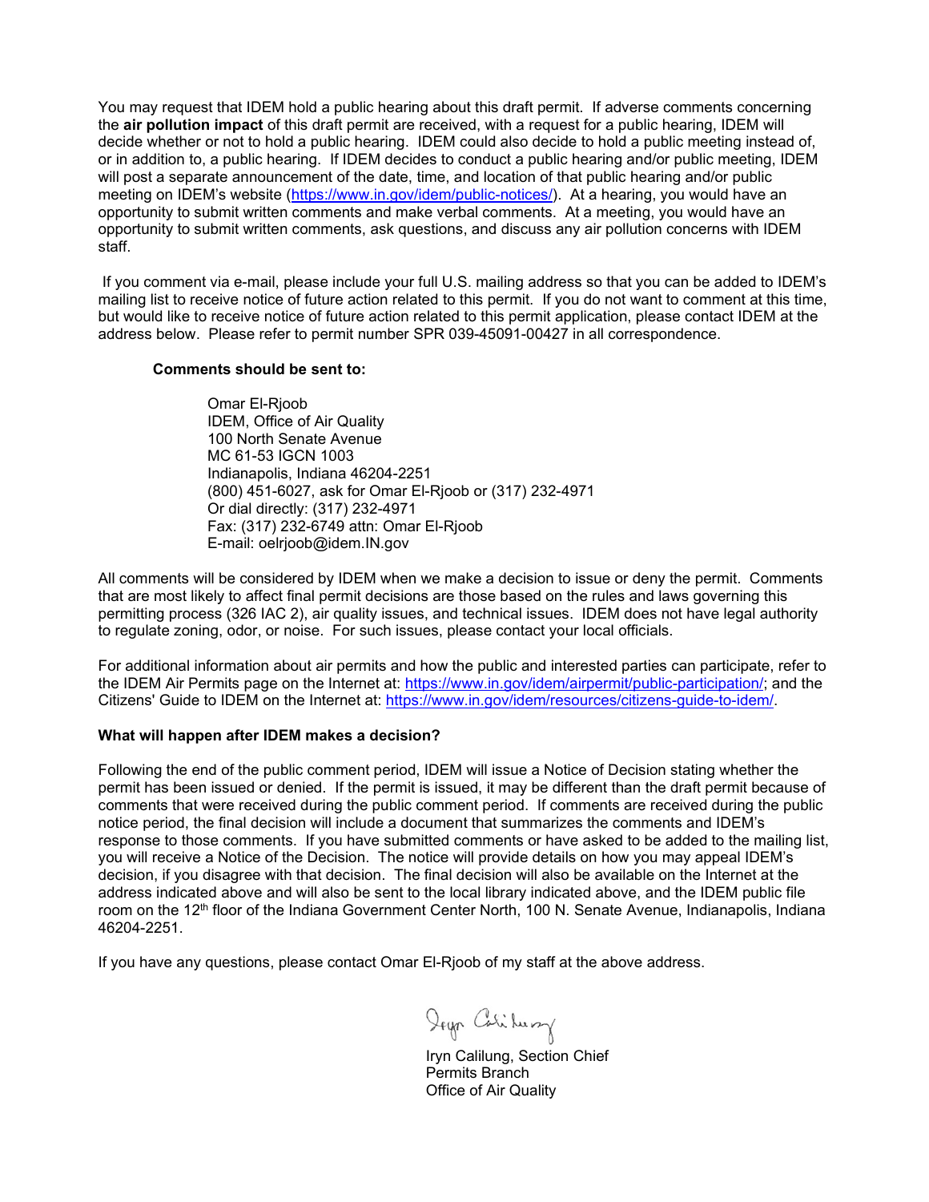You may request that IDEM hold a public hearing about this draft permit. If adverse comments concerning the **air pollution impact** of this draft permit are received, with a request for a public hearing, IDEM will decide whether or not to hold a public hearing. IDEM could also decide to hold a public meeting instead of, or in addition to, a public hearing. If IDEM decides to conduct a public hearing and/or public meeting, IDEM will post a separate announcement of the date, time, and location of that public hearing and/or public meeting on IDEM's website (https://www.in.gov/idem/public-notices/). At a hearing, you would have an opportunity to submit written comments and make verbal comments. At a meeting, you would have an opportunity to submit written comments, ask questions, and discuss any air pollution concerns with IDEM staff.

If you comment via e-mail, please include your full U.S. mailing address so that you can be added to IDEM's mailing list to receive notice of future action related to this permit. If you do not want to comment at this time, but would like to receive notice of future action related to this permit application, please contact IDEM at the address below. Please refer to permit number SPR 039-45091-00427 in all correspondence.

**Comments should be sent to:**

Omar El-Rjoob
IDEM, Office of Air Quality
100 North Senate Avenue
MC 61-53 IGCN 1003
Indianapolis, Indiana 46204-2251
(800) 451-6027, ask for Omar El-Rjoob or (317) 232-4971
Or dial directly: (317) 232-4971
Fax: (317) 232-6749 attn: Omar El-Rjoob
E-mail: oelrjoob@idem.IN.gov

All comments will be considered by IDEM when we make a decision to issue or deny the permit. Comments that are most likely to affect final permit decisions are those based on the rules and laws governing this permitting process (326 IAC 2), air quality issues, and technical issues. IDEM does not have legal authority to regulate zoning, odor, or noise. For such issues, please contact your local officials.

For additional information about air permits and how the public and interested parties can participate, refer to the IDEM Air Permits page on the Internet at: https://www.in.gov/idem/airpermit/public-participation/; and the Citizens' Guide to IDEM on the Internet at: https://www.in.gov/idem/resources/citizens-guide-to-idem/.

**What will happen after IDEM makes a decision?**

Following the end of the public comment period, IDEM will issue a Notice of Decision stating whether the permit has been issued or denied. If the permit is issued, it may be different than the draft permit because of comments that were received during the public comment period. If comments are received during the public notice period, the final decision will include a document that summarizes the comments and IDEM's response to those comments. If you have submitted comments or have asked to be added to the mailing list, you will receive a Notice of the Decision. The notice will provide details on how you may appeal IDEM's decision, if you disagree with that decision. The final decision will also be available on the Internet at the address indicated above and will also be sent to the local library indicated above, and the IDEM public file room on the 12th floor of the Indiana Government Center North, 100 N. Senate Avenue, Indianapolis, Indiana 46204-2251.

If you have any questions, please contact Omar El-Rjoob of my staff at the above address.

Iryn Calilung, Section Chief
Permits Branch
Office of Air Quality